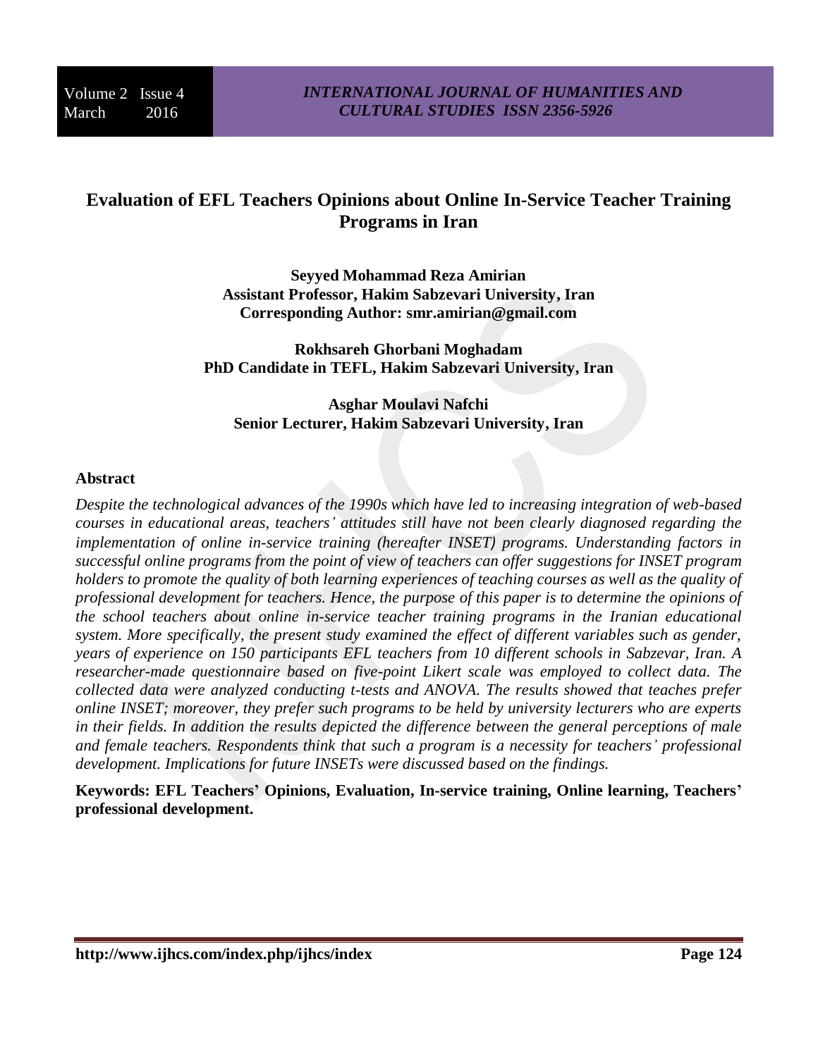# Evaluation of EFL Teachers Opinions about Online In-Service Teacher Training Programs in Iran

**Seyyed Mohammad Reza Amirian**
**Assistant Professor, Hakim Sabzevari University, Iran**
**Corresponding Author: smr.amirian@gmail.com**

**Rokhsareh Ghorbani Moghadam**
**PhD Candidate in TEFL, Hakim Sabzevari University, Iran**

**Asghar Moulavi Nafchi**
**Senior Lecturer, Hakim Sabzevari University, Iran**

## Abstract

*Despite the technological advances of the 1990s which have led to increasing integration of web-based courses in educational areas, teachers' attitudes still have not been clearly diagnosed regarding the implementation of online in-service training (hereafter INSET) programs. Understanding factors in successful online programs from the point of view of teachers can offer suggestions for INSET program holders to promote the quality of both learning experiences of teaching courses as well as the quality of professional development for teachers. Hence, the purpose of this paper is to determine the opinions of the school teachers about online in-service teacher training programs in the Iranian educational system. More specifically, the present study examined the effect of different variables such as gender, years of experience on 150 participants EFL teachers from 10 different schools in Sabzevar, Iran. A researcher-made questionnaire based on five-point Likert scale was employed to collect data. The collected data were analyzed conducting t-tests and ANOVA. The results showed that teaches prefer online INSET; moreover, they prefer such programs to be held by university lecturers who are experts in their fields. In addition the results depicted the difference between the general perceptions of male and female teachers. Respondents think that such a program is a necessity for teachers' professional development. Implications for future INSETs were discussed based on the findings.*

**Keywords: EFL Teachers' Opinions, Evaluation, In-service training, Online learning, Teachers' professional development.**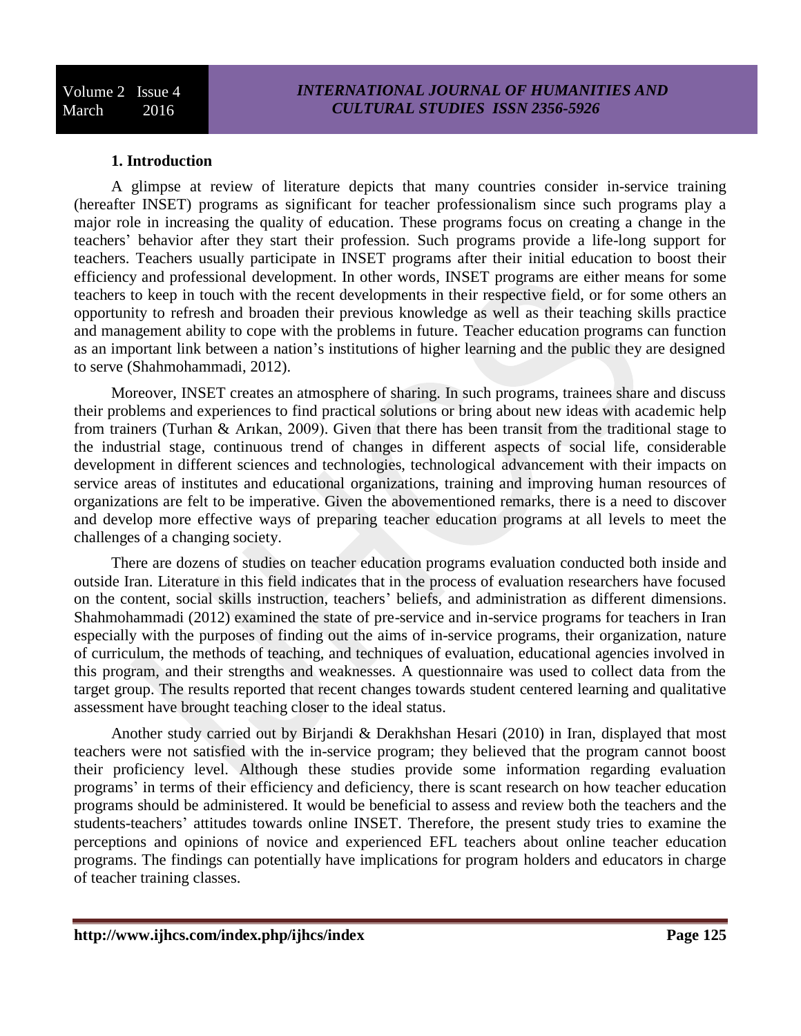## 1. Introduction

A glimpse at review of literature depicts that many countries consider in-service training (hereafter INSET) programs as significant for teacher professionalism since such programs play a major role in increasing the quality of education. These programs focus on creating a change in the teachers' behavior after they start their profession. Such programs provide a life-long support for teachers. Teachers usually participate in INSET programs after their initial education to boost their efficiency and professional development. In other words, INSET programs are either means for some teachers to keep in touch with the recent developments in their respective field, or for some others an opportunity to refresh and broaden their previous knowledge as well as their teaching skills practice and management ability to cope with the problems in future. Teacher education programs can function as an important link between a nation's institutions of higher learning and the public they are designed to serve (Shahmohammadi, 2012).

Moreover, INSET creates an atmosphere of sharing. In such programs, trainees share and discuss their problems and experiences to find practical solutions or bring about new ideas with academic help from trainers (Turhan & Arıkan, 2009). Given that there has been transit from the traditional stage to the industrial stage, continuous trend of changes in different aspects of social life, considerable development in different sciences and technologies, technological advancement with their impacts on service areas of institutes and educational organizations, training and improving human resources of organizations are felt to be imperative. Given the abovementioned remarks, there is a need to discover and develop more effective ways of preparing teacher education programs at all levels to meet the challenges of a changing society.

There are dozens of studies on teacher education programs evaluation conducted both inside and outside Iran. Literature in this field indicates that in the process of evaluation researchers have focused on the content, social skills instruction, teachers' beliefs, and administration as different dimensions. Shahmohammadi (2012) examined the state of pre-service and in-service programs for teachers in Iran especially with the purposes of finding out the aims of in-service programs, their organization, nature of curriculum, the methods of teaching, and techniques of evaluation, educational agencies involved in this program, and their strengths and weaknesses. A questionnaire was used to collect data from the target group. The results reported that recent changes towards student centered learning and qualitative assessment have brought teaching closer to the ideal status.

Another study carried out by Birjandi & Derakhshan Hesari (2010) in Iran, displayed that most teachers were not satisfied with the in-service program; they believed that the program cannot boost their proficiency level. Although these studies provide some information regarding evaluation programs' in terms of their efficiency and deficiency, there is scant research on how teacher education programs should be administered. It would be beneficial to assess and review both the teachers and the students-teachers' attitudes towards online INSET. Therefore, the present study tries to examine the perceptions and opinions of novice and experienced EFL teachers about online teacher education programs. The findings can potentially have implications for program holders and educators in charge of teacher training classes.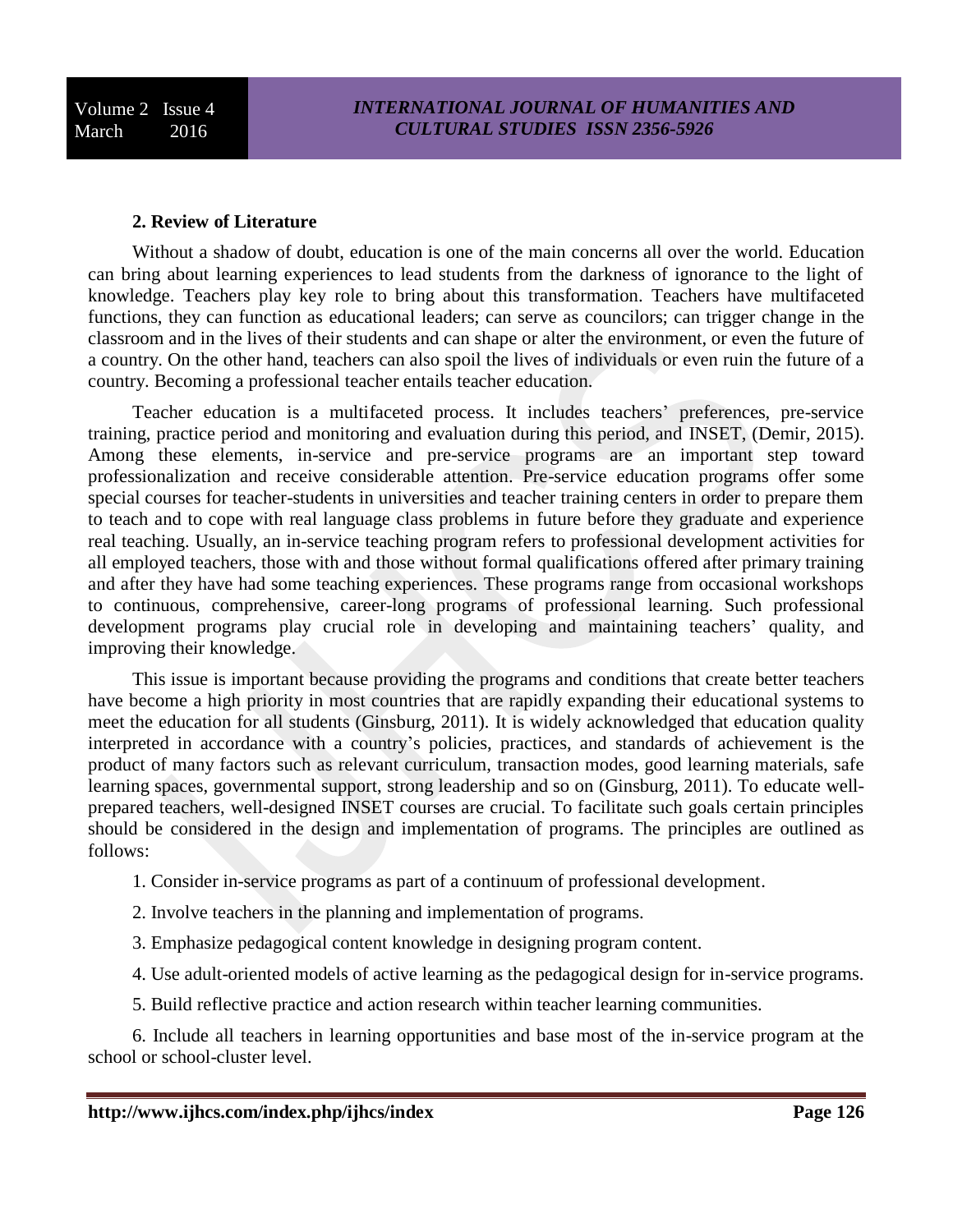## 2. Review of Literature

Without a shadow of doubt, education is one of the main concerns all over the world. Education can bring about learning experiences to lead students from the darkness of ignorance to the light of knowledge. Teachers play key role to bring about this transformation. Teachers have multifaceted functions, they can function as educational leaders; can serve as councilors; can trigger change in the classroom and in the lives of their students and can shape or alter the environment, or even the future of a country. On the other hand, teachers can also spoil the lives of individuals or even ruin the future of a country. Becoming a professional teacher entails teacher education.

Teacher education is a multifaceted process. It includes teachers' preferences, pre-service training, practice period and monitoring and evaluation during this period, and INSET, (Demir, 2015). Among these elements, in-service and pre-service programs are an important step toward professionalization and receive considerable attention. Pre-service education programs offer some special courses for teacher-students in universities and teacher training centers in order to prepare them to teach and to cope with real language class problems in future before they graduate and experience real teaching. Usually, an in-service teaching program refers to professional development activities for all employed teachers, those with and those without formal qualifications offered after primary training and after they have had some teaching experiences. These programs range from occasional workshops to continuous, comprehensive, career-long programs of professional learning. Such professional development programs play crucial role in developing and maintaining teachers' quality, and improving their knowledge.

This issue is important because providing the programs and conditions that create better teachers have become a high priority in most countries that are rapidly expanding their educational systems to meet the education for all students (Ginsburg, 2011). It is widely acknowledged that education quality interpreted in accordance with a country's policies, practices, and standards of achievement is the product of many factors such as relevant curriculum, transaction modes, good learning materials, safe learning spaces, governmental support, strong leadership and so on (Ginsburg, 2011). To educate well-prepared teachers, well-designed INSET courses are crucial. To facilitate such goals certain principles should be considered in the design and implementation of programs. The principles are outlined as follows:

1. Consider in-service programs as part of a continuum of professional development.

2. Involve teachers in the planning and implementation of programs.

3. Emphasize pedagogical content knowledge in designing program content.

4. Use adult-oriented models of active learning as the pedagogical design for in-service programs.

5. Build reflective practice and action research within teacher learning communities.

6. Include all teachers in learning opportunities and base most of the in-service program at the school or school-cluster level.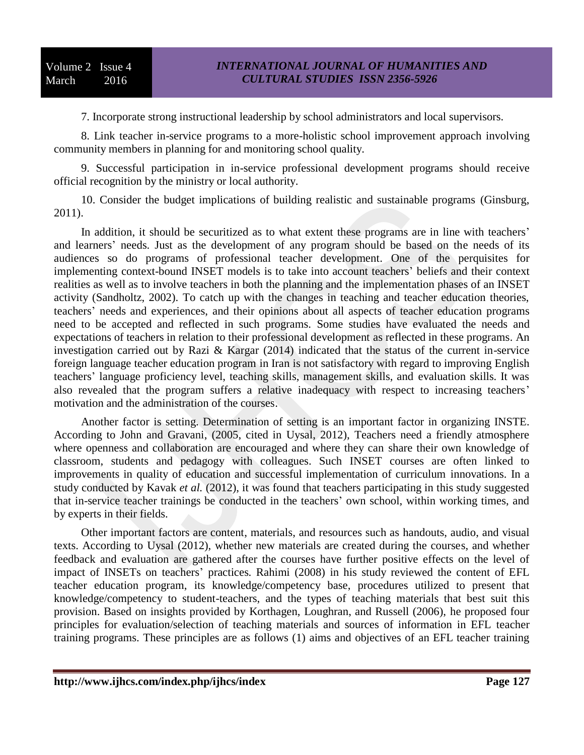7. Incorporate strong instructional leadership by school administrators and local supervisors.

8. Link teacher in-service programs to a more-holistic school improvement approach involving community members in planning for and monitoring school quality.

9. Successful participation in in-service professional development programs should receive official recognition by the ministry or local authority.

10. Consider the budget implications of building realistic and sustainable programs (Ginsburg, 2011).

In addition, it should be securitized as to what extent these programs are in line with teachers' and learners' needs. Just as the development of any program should be based on the needs of its audiences so do programs of professional teacher development. One of the perquisites for implementing context-bound INSET models is to take into account teachers' beliefs and their context realities as well as to involve teachers in both the planning and the implementation phases of an INSET activity (Sandholtz, 2002). To catch up with the changes in teaching and teacher education theories, teachers' needs and experiences, and their opinions about all aspects of teacher education programs need to be accepted and reflected in such programs. Some studies have evaluated the needs and expectations of teachers in relation to their professional development as reflected in these programs. An investigation carried out by Razi & Kargar (2014) indicated that the status of the current in-service foreign language teacher education program in Iran is not satisfactory with regard to improving English teachers' language proficiency level, teaching skills, management skills, and evaluation skills. It was also revealed that the program suffers a relative inadequacy with respect to increasing teachers' motivation and the administration of the courses.

Another factor is setting. Determination of setting is an important factor in organizing INSTE. According to John and Gravani, (2005, cited in Uysal, 2012), Teachers need a friendly atmosphere where openness and collaboration are encouraged and where they can share their own knowledge of classroom, students and pedagogy with colleagues. Such INSET courses are often linked to improvements in quality of education and successful implementation of curriculum innovations. In a study conducted by Kavak *et al.* (2012), it was found that teachers participating in this study suggested that in-service teacher trainings be conducted in the teachers' own school, within working times, and by experts in their fields.

Other important factors are content, materials, and resources such as handouts, audio, and visual texts. According to Uysal (2012), whether new materials are created during the courses, and whether feedback and evaluation are gathered after the courses have further positive effects on the level of impact of INSETs on teachers' practices. Rahimi (2008) in his study reviewed the content of EFL teacher education program, its knowledge/competency base, procedures utilized to present that knowledge/competency to student-teachers, and the types of teaching materials that best suit this provision. Based on insights provided by Korthagen, Loughran, and Russell (2006), he proposed four principles for evaluation/selection of teaching materials and sources of information in EFL teacher training programs. These principles are as follows (1) aims and objectives of an EFL teacher training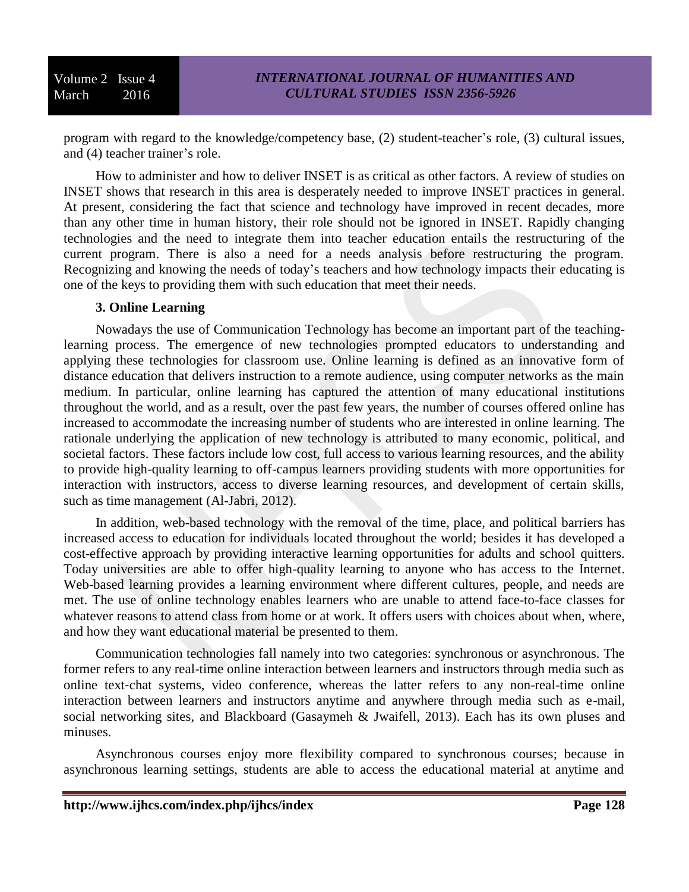program with regard to the knowledge/competency base, (2) student-teacher's role, (3) cultural issues, and (4) teacher trainer's role.

How to administer and how to deliver INSET is as critical as other factors. A review of studies on INSET shows that research in this area is desperately needed to improve INSET practices in general. At present, considering the fact that science and technology have improved in recent decades, more than any other time in human history, their role should not be ignored in INSET. Rapidly changing technologies and the need to integrate them into teacher education entails the restructuring of the current program. There is also a need for a needs analysis before restructuring the program. Recognizing and knowing the needs of today's teachers and how technology impacts their educating is one of the keys to providing them with such education that meet their needs.

### 3. Online Learning

Nowadays the use of Communication Technology has become an important part of the teaching-learning process. The emergence of new technologies prompted educators to understanding and applying these technologies for classroom use. Online learning is defined as an innovative form of distance education that delivers instruction to a remote audience, using computer networks as the main medium. In particular, online learning has captured the attention of many educational institutions throughout the world, and as a result, over the past few years, the number of courses offered online has increased to accommodate the increasing number of students who are interested in online learning. The rationale underlying the application of new technology is attributed to many economic, political, and societal factors. These factors include low cost, full access to various learning resources, and the ability to provide high-quality learning to off-campus learners providing students with more opportunities for interaction with instructors, access to diverse learning resources, and development of certain skills, such as time management (Al-Jabri, 2012).

In addition, web-based technology with the removal of the time, place, and political barriers has increased access to education for individuals located throughout the world; besides it has developed a cost-effective approach by providing interactive learning opportunities for adults and school quitters. Today universities are able to offer high-quality learning to anyone who has access to the Internet. Web-based learning provides a learning environment where different cultures, people, and needs are met. The use of online technology enables learners who are unable to attend face-to-face classes for whatever reasons to attend class from home or at work. It offers users with choices about when, where, and how they want educational material be presented to them.

Communication technologies fall namely into two categories: synchronous or asynchronous. The former refers to any real-time online interaction between learners and instructors through media such as online text-chat systems, video conference, whereas the latter refers to any non-real-time online interaction between learners and instructors anytime and anywhere through media such as e-mail, social networking sites, and Blackboard (Gasaymeh & Jwaifell, 2013). Each has its own pluses and minuses.

Asynchronous courses enjoy more flexibility compared to synchronous courses; because in asynchronous learning settings, students are able to access the educational material at anytime and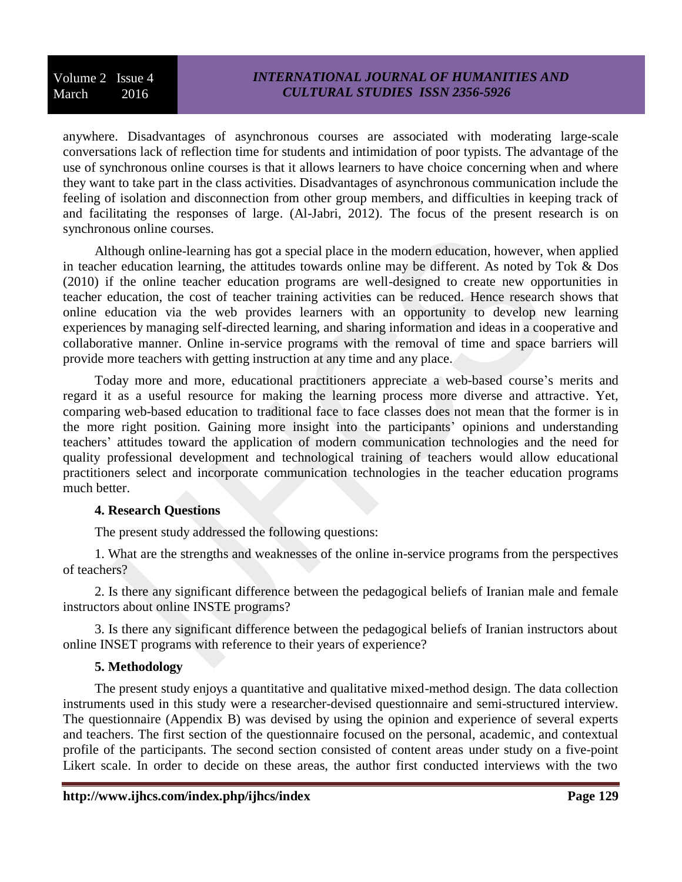anywhere. Disadvantages of asynchronous courses are associated with moderating large-scale conversations lack of reflection time for students and intimidation of poor typists. The advantage of the use of synchronous online courses is that it allows learners to have choice concerning when and where they want to take part in the class activities. Disadvantages of asynchronous communication include the feeling of isolation and disconnection from other group members, and difficulties in keeping track of and facilitating the responses of large. (Al-Jabri, 2012). The focus of the present research is on synchronous online courses.

Although online-learning has got a special place in the modern education, however, when applied in teacher education learning, the attitudes towards online may be different. As noted by Tok & Dos (2010) if the online teacher education programs are well-designed to create new opportunities in teacher education, the cost of teacher training activities can be reduced. Hence research shows that online education via the web provides learners with an opportunity to develop new learning experiences by managing self-directed learning, and sharing information and ideas in a cooperative and collaborative manner. Online in-service programs with the removal of time and space barriers will provide more teachers with getting instruction at any time and any place.

Today more and more, educational practitioners appreciate a web-based course's merits and regard it as a useful resource for making the learning process more diverse and attractive. Yet, comparing web-based education to traditional face to face classes does not mean that the former is in the more right position. Gaining more insight into the participants' opinions and understanding teachers' attitudes toward the application of modern communication technologies and the need for quality professional development and technological training of teachers would allow educational practitioners select and incorporate communication technologies in the teacher education programs much better.

## 4. Research Questions

The present study addressed the following questions:

1. What are the strengths and weaknesses of the online in-service programs from the perspectives of teachers?

2. Is there any significant difference between the pedagogical beliefs of Iranian male and female instructors about online INSTE programs?

3. Is there any significant difference between the pedagogical beliefs of Iranian instructors about online INSET programs with reference to their years of experience?

## 5. Methodology

The present study enjoys a quantitative and qualitative mixed-method design. The data collection instruments used in this study were a researcher-devised questionnaire and semi-structured interview. The questionnaire (Appendix B) was devised by using the opinion and experience of several experts and teachers. The first section of the questionnaire focused on the personal, academic, and contextual profile of the participants. The second section consisted of content areas under study on a five-point Likert scale. In order to decide on these areas, the author first conducted interviews with the two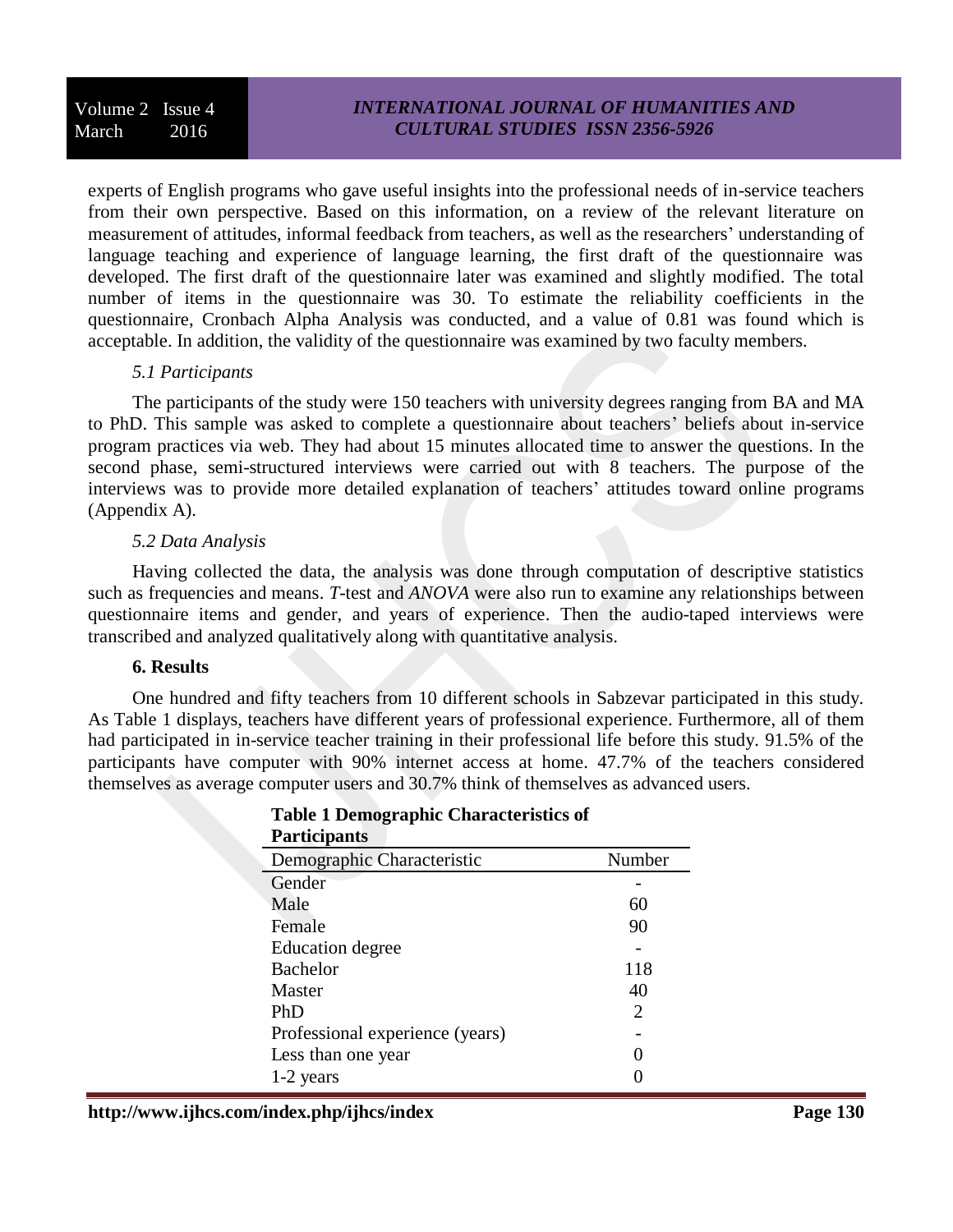experts of English programs who gave useful insights into the professional needs of in-service teachers from their own perspective. Based on this information, on a review of the relevant literature on measurement of attitudes, informal feedback from teachers, as well as the researchers' understanding of language teaching and experience of language learning, the first draft of the questionnaire was developed. The first draft of the questionnaire later was examined and slightly modified. The total number of items in the questionnaire was 30. To estimate the reliability coefficients in the questionnaire, Cronbach Alpha Analysis was conducted, and a value of 0.81 was found which is acceptable. In addition, the validity of the questionnaire was examined by two faculty members.

### *5.1 Participants*

The participants of the study were 150 teachers with university degrees ranging from BA and MA to PhD. This sample was asked to complete a questionnaire about teachers' beliefs about in-service program practices via web. They had about 15 minutes allocated time to answer the questions. In the second phase, semi-structured interviews were carried out with 8 teachers. The purpose of the interviews was to provide more detailed explanation of teachers' attitudes toward online programs (Appendix A).

### *5.2 Data Analysis*

Having collected the data, the analysis was done through computation of descriptive statistics such as frequencies and means. *T*-test and *ANOVA* were also run to examine any relationships between questionnaire items and gender, and years of experience. Then the audio-taped interviews were transcribed and analyzed qualitatively along with quantitative analysis.

## **6. Results**

One hundred and fifty teachers from 10 different schools in Sabzevar participated in this study. As Table 1 displays, teachers have different years of professional experience. Furthermore, all of them had participated in in-service teacher training in their professional life before this study. 91.5% of the participants have computer with 90% internet access at home. 47.7% of the teachers considered themselves as average computer users and 30.7% think of themselves as advanced users.

**Table 1 Demographic Characteristics of Participants**

| Demographic Characteristic | Number |
|---|---|
| Gender | - |
| Male | 60 |
| Female | 90 |
| Education degree | - |
| Bachelor | 118 |
| Master | 40 |
| PhD | 2 |
| Professional experience (years) | - |
| Less than one year | 0 |
| 1-2 years | 0 |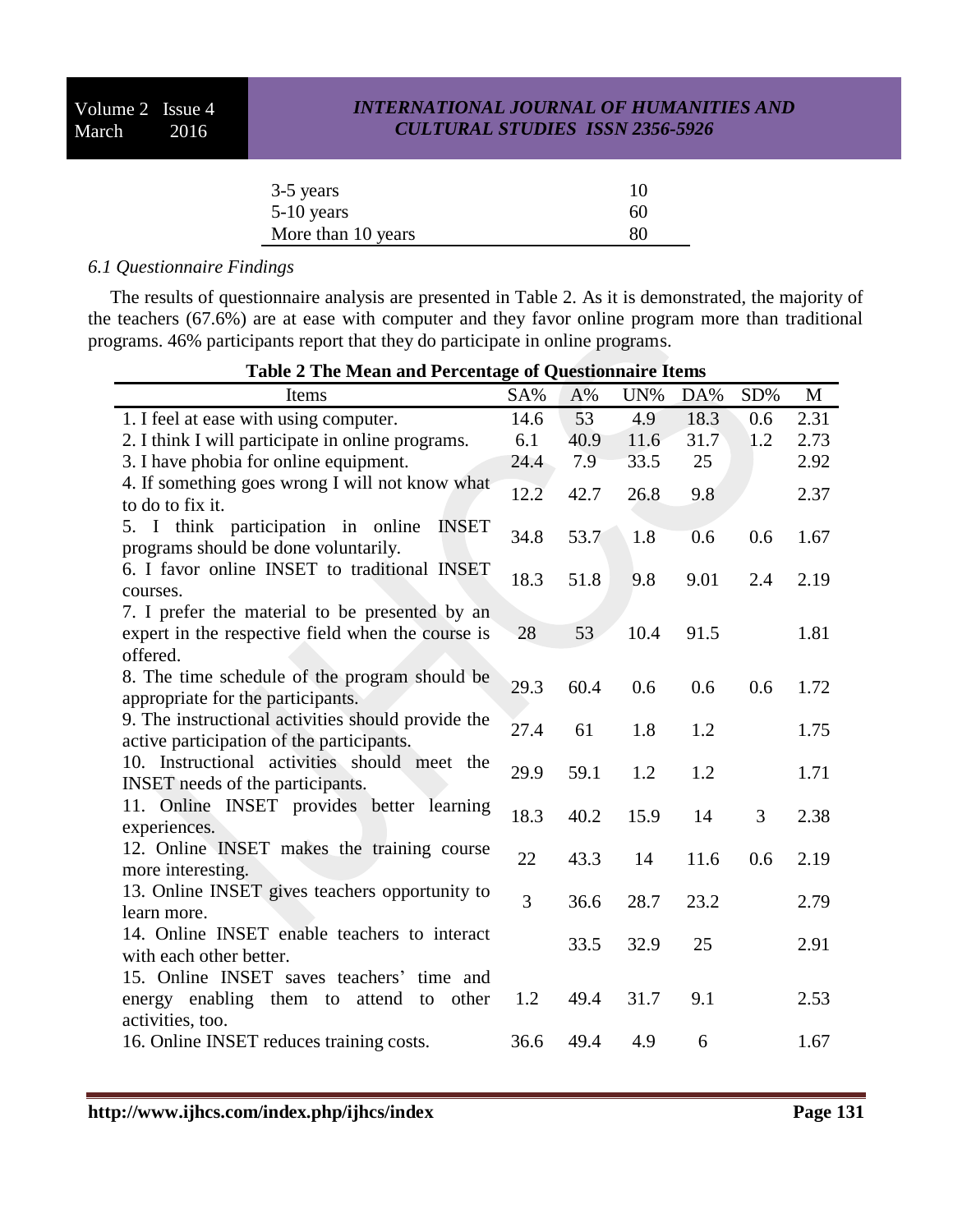| | |
|---|---|
| 3-5 years | 10 |
| 5-10 years | 60 |
| More than 10 years | 80 |

*6.1 Questionnaire Findings*

The results of questionnaire analysis are presented in Table 2. As it is demonstrated, the majority of the teachers (67.6%) are at ease with computer and they favor online program more than traditional programs. 46% participants report that they do participate in online programs.

**Table 2 The Mean and Percentage of Questionnaire Items**

| Items | SA% | A% | UN% | DA% | SD% | M |
|---|---|---|---|---|---|---|
| 1. I feel at ease with using computer. | 14.6 | 53 | 4.9 | 18.3 | 0.6 | 2.31 |
| 2. I think I will participate in online programs. | 6.1 | 40.9 | 11.6 | 31.7 | 1.2 | 2.73 |
| 3. I have phobia for online equipment. | 24.4 | 7.9 | 33.5 | 25 | | 2.92 |
| 4. If something goes wrong I will not know what to do to fix it. | 12.2 | 42.7 | 26.8 | 9.8 | | 2.37 |
| 5. I think participation in online INSET programs should be done voluntarily. | 34.8 | 53.7 | 1.8 | 0.6 | 0.6 | 1.67 |
| 6. I favor online INSET to traditional INSET courses. | 18.3 | 51.8 | 9.8 | 9.01 | 2.4 | 2.19 |
| 7. I prefer the material to be presented by an expert in the respective field when the course is offered. | 28 | 53 | 10.4 | 91.5 | | 1.81 |
| 8. The time schedule of the program should be appropriate for the participants. | 29.3 | 60.4 | 0.6 | 0.6 | 0.6 | 1.72 |
| 9. The instructional activities should provide the active participation of the participants. | 27.4 | 61 | 1.8 | 1.2 | | 1.75 |
| 10. Instructional activities should meet the INSET needs of the participants. | 29.9 | 59.1 | 1.2 | 1.2 | | 1.71 |
| 11. Online INSET provides better learning experiences. | 18.3 | 40.2 | 15.9 | 14 | 3 | 2.38 |
| 12. Online INSET makes the training course more interesting. | 22 | 43.3 | 14 | 11.6 | 0.6 | 2.19 |
| 13. Online INSET gives teachers opportunity to learn more. | 3 | 36.6 | 28.7 | 23.2 | | 2.79 |
| 14. Online INSET enable teachers to interact with each other better. | | 33.5 | 32.9 | 25 | | 2.91 |
| 15. Online INSET saves teachers' time and energy enabling them to attend to other activities, too. | 1.2 | 49.4 | 31.7 | 9.1 | | 2.53 |
| 16. Online INSET reduces training costs. | 36.6 | 49.4 | 4.9 | 6 | | 1.67 |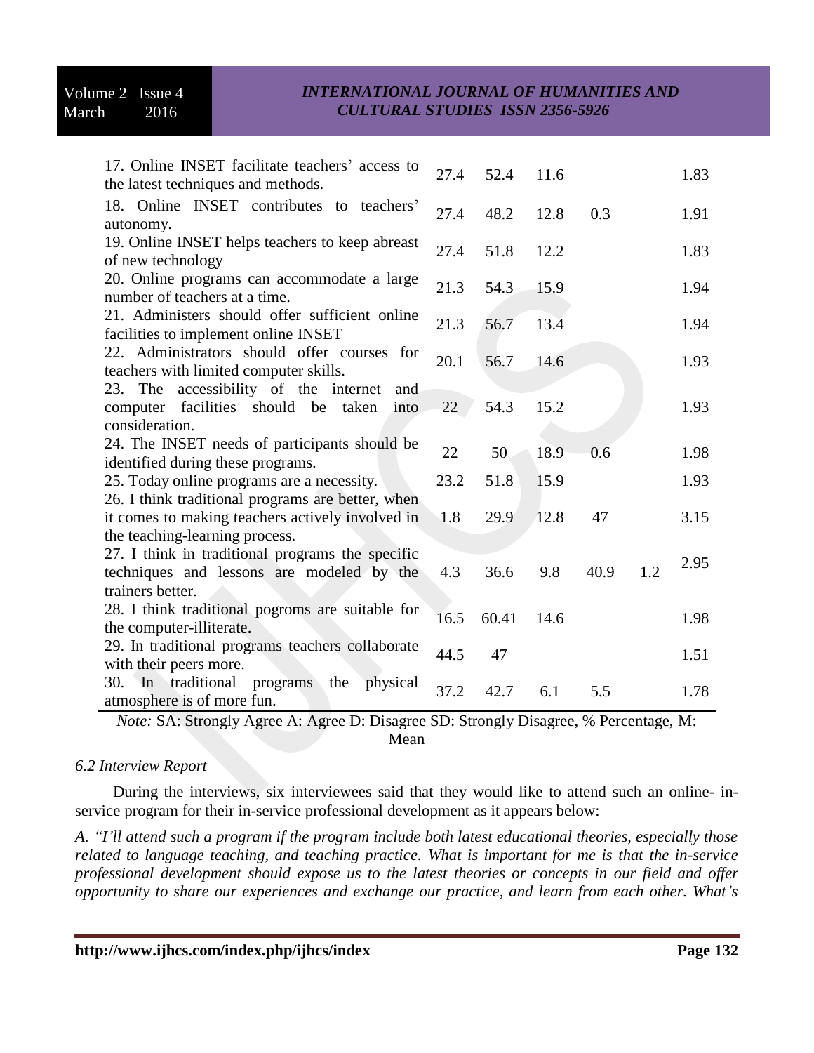| | | | | | | |
|---|---|---|---|---|---|---|
| 17. Online INSET facilitate teachers' access to the latest techniques and methods. | 27.4 | 52.4 | 11.6 | | | 1.83 |
| 18. Online INSET contributes to teachers' autonomy. | 27.4 | 48.2 | 12.8 | 0.3 | | 1.91 |
| 19. Online INSET helps teachers to keep abreast of new technology | 27.4 | 51.8 | 12.2 | | | 1.83 |
| 20. Online programs can accommodate a large number of teachers at a time. | 21.3 | 54.3 | 15.9 | | | 1.94 |
| 21. Administers should offer sufficient online facilities to implement online INSET | 21.3 | 56.7 | 13.4 | | | 1.94 |
| 22. Administrators should offer courses for teachers with limited computer skills. | 20.1 | 56.7 | 14.6 | | | 1.93 |
| 23. The accessibility of the internet and computer facilities should be taken into consideration. | 22 | 54.3 | 15.2 | | | 1.93 |
| 24. The INSET needs of participants should be identified during these programs. | 22 | 50 | 18.9 | 0.6 | | 1.98 |
| 25. Today online programs are a necessity. | 23.2 | 51.8 | 15.9 | | | 1.93 |
| 26. I think traditional programs are better, when it comes to making teachers actively involved in the teaching-learning process. | 1.8 | 29.9 | 12.8 | 47 | | 3.15 |
| 27. I think in traditional programs the specific techniques and lessons are modeled by the trainers better. | 4.3 | 36.6 | 9.8 | 40.9 | 1.2 | 2.95 |
| 28. I think traditional pogroms are suitable for the computer-illiterate. | 16.5 | 60.41 | 14.6 | | | 1.98 |
| 29. In traditional programs teachers collaborate with their peers more. | 44.5 | 47 | | | | 1.51 |
| 30. In traditional programs the physical atmosphere is of more fun. | 37.2 | 42.7 | 6.1 | 5.5 | | 1.78 |

*Note:* SA: Strongly Agree A: Agree D: Disagree SD: Strongly Disagree, % Percentage, M: Mean

### *6.2 Interview Report*

During the interviews, six interviewees said that they would like to attend such an online- in-service program for their in-service professional development as it appears below:

*A. "I'll attend such a program if the program include both latest educational theories, especially those related to language teaching, and teaching practice. What is important for me is that the in-service professional development should expose us to the latest theories or concepts in our field and offer opportunity to share our experiences and exchange our practice, and learn from each other. What's*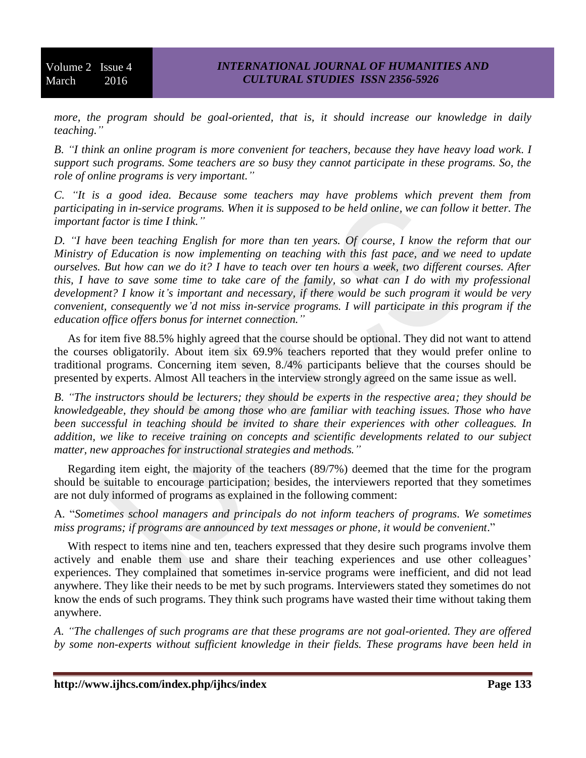*more, the program should be goal-oriented, that is, it should increase our knowledge in daily teaching."*

*B. "I think an online program is more convenient for teachers, because they have heavy load work. I support such programs. Some teachers are so busy they cannot participate in these programs. So, the role of online programs is very important."*

*C. "It is a good idea. Because some teachers may have problems which prevent them from participating in in-service programs. When it is supposed to be held online, we can follow it better. The important factor is time I think."*

*D. "I have been teaching English for more than ten years. Of course, I know the reform that our Ministry of Education is now implementing on teaching with this fast pace, and we need to update ourselves. But how can we do it? I have to teach over ten hours a week, two different courses. After this, I have to save some time to take care of the family, so what can I do with my professional development? I know it's important and necessary, if there would be such program it would be very convenient, consequently we'd not miss in-service programs. I will participate in this program if the education office offers bonus for internet connection."*

As for item five 88.5% highly agreed that the course should be optional. They did not want to attend the courses obligatorily. About item six 69.9% teachers reported that they would prefer online to traditional programs. Concerning item seven, 8./4% participants believe that the courses should be presented by experts. Almost All teachers in the interview strongly agreed on the same issue as well.

*B. "The instructors should be lecturers; they should be experts in the respective area; they should be knowledgeable, they should be among those who are familiar with teaching issues. Those who have been successful in teaching should be invited to share their experiences with other colleagues. In addition, we like to receive training on concepts and scientific developments related to our subject matter, new approaches for instructional strategies and methods."*

Regarding item eight, the majority of the teachers (89/7%) deemed that the time for the program should be suitable to encourage participation; besides, the interviewers reported that they sometimes are not duly informed of programs as explained in the following comment:

A. "*Sometimes school managers and principals do not inform teachers of programs. We sometimes miss programs; if programs are announced by text messages or phone, it would be convenient*."

With respect to items nine and ten, teachers expressed that they desire such programs involve them actively and enable them use and share their teaching experiences and use other colleagues' experiences. They complained that sometimes in-service programs were inefficient, and did not lead anywhere. They like their needs to be met by such programs. Interviewers stated they sometimes do not know the ends of such programs. They think such programs have wasted their time without taking them anywhere.

*A. "The challenges of such programs are that these programs are not goal-oriented. They are offered by some non-experts without sufficient knowledge in their fields. These programs have been held in*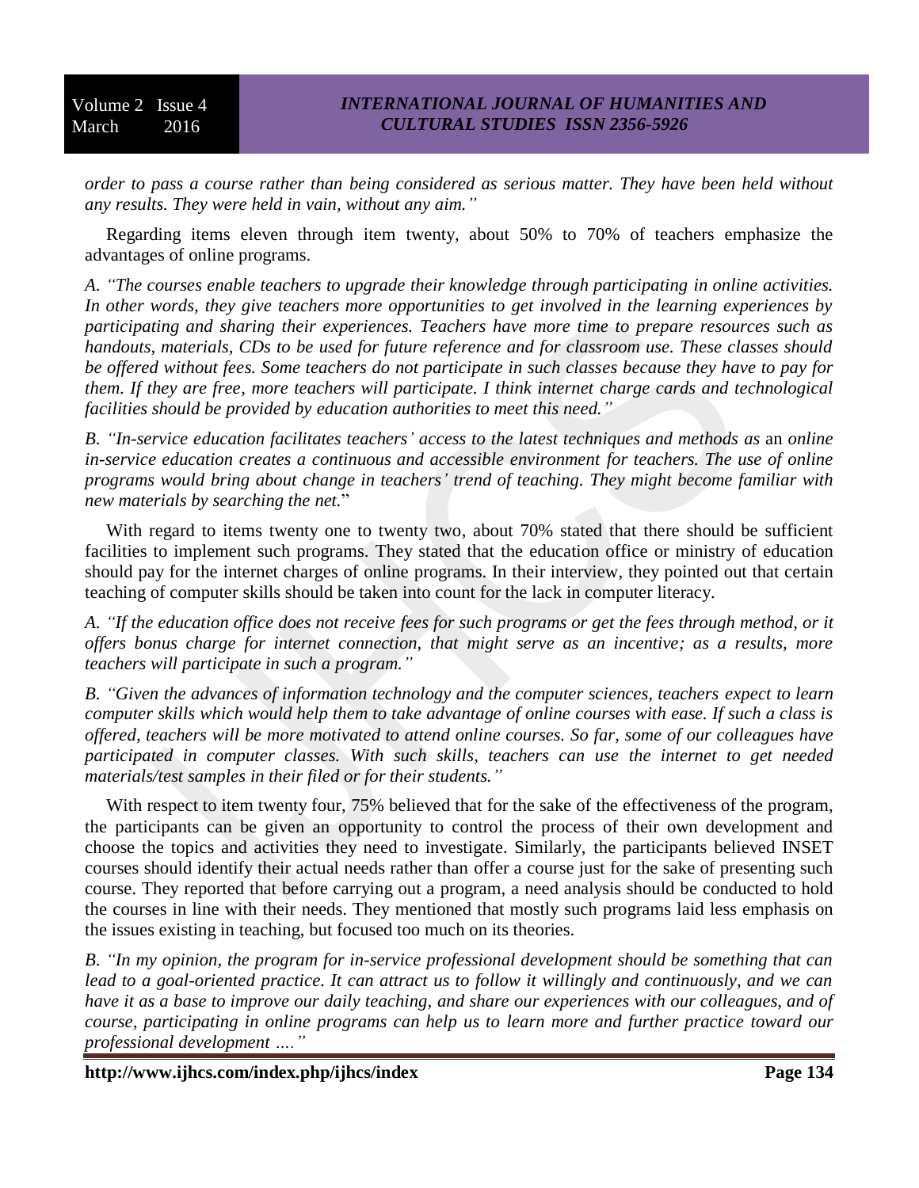*order to pass a course rather than being considered as serious matter. They have been held without any results. They were held in vain, without any aim."*

Regarding items eleven through item twenty, about 50% to 70% of teachers emphasize the advantages of online programs.

*A. "The courses enable teachers to upgrade their knowledge through participating in online activities. In other words, they give teachers more opportunities to get involved in the learning experiences by participating and sharing their experiences. Teachers have more time to prepare resources such as handouts, materials, CDs to be used for future reference and for classroom use. These classes should be offered without fees. Some teachers do not participate in such classes because they have to pay for them. If they are free, more teachers will participate. I think internet charge cards and technological facilities should be provided by education authorities to meet this need."*

*B. "In-service education facilitates teachers' access to the latest techniques and methods as* an *online in-service education creates a continuous and accessible environment for teachers. The use of online programs would bring about change in teachers' trend of teaching. They might become familiar with new materials by searching the net.*"

With regard to items twenty one to twenty two, about 70% stated that there should be sufficient facilities to implement such programs. They stated that the education office or ministry of education should pay for the internet charges of online programs. In their interview, they pointed out that certain teaching of computer skills should be taken into count for the lack in computer literacy.

*A. "If the education office does not receive fees for such programs or get the fees through method, or it offers bonus charge for internet connection, that might serve as an incentive; as a results, more teachers will participate in such a program."*

*B. "Given the advances of information technology and the computer sciences, teachers expect to learn computer skills which would help them to take advantage of online courses with ease. If such a class is offered, teachers will be more motivated to attend online courses. So far, some of our colleagues have participated in computer classes. With such skills, teachers can use the internet to get needed materials/test samples in their filed or for their students."*

With respect to item twenty four, 75% believed that for the sake of the effectiveness of the program, the participants can be given an opportunity to control the process of their own development and choose the topics and activities they need to investigate. Similarly, the participants believed INSET courses should identify their actual needs rather than offer a course just for the sake of presenting such course. They reported that before carrying out a program, a need analysis should be conducted to hold the courses in line with their needs. They mentioned that mostly such programs laid less emphasis on the issues existing in teaching, but focused too much on its theories.

*B. "In my opinion, the program for in-service professional development should be something that can lead to a goal-oriented practice. It can attract us to follow it willingly and continuously, and we can have it as a base to improve our daily teaching, and share our experiences with our colleagues, and of course, participating in online programs can help us to learn more and further practice toward our professional development …."*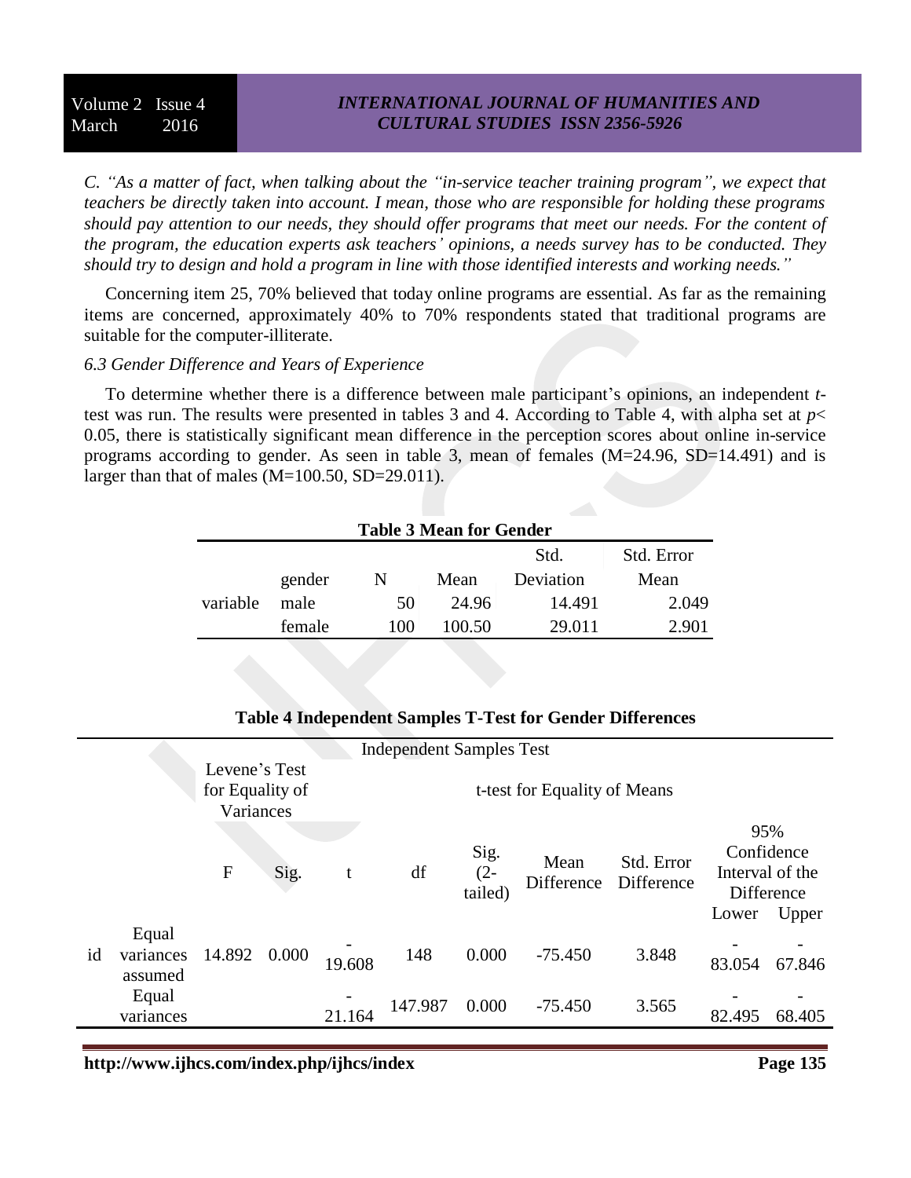*C. "As a matter of fact, when talking about the "in-service teacher training program", we expect that teachers be directly taken into account. I mean, those who are responsible for holding these programs should pay attention to our needs, they should offer programs that meet our needs. For the content of the program, the education experts ask teachers' opinions, a needs survey has to be conducted. They should try to design and hold a program in line with those identified interests and working needs."*

Concerning item 25, 70% believed that today online programs are essential. As far as the remaining items are concerned, approximately 40% to 70% respondents stated that traditional programs are suitable for the computer-illiterate.

*6.3 Gender Difference and Years of Experience*

To determine whether there is a difference between male participant's opinions, an independent *t*-test was run. The results were presented in tables 3 and 4. According to Table 4, with alpha set at $p< 0.05$, there is statistically significant mean difference in the perception scores about online in-service programs according to gender. As seen in table 3, mean of females (M=24.96, SD=14.491) and is larger than that of males (M=100.50, SD=29.011).

**Table 3 Mean for Gender**

| | gender | N | Mean | Std. Deviation | Std. Error Mean |
|---|---|---|---|---|---|
| variable | male | 50 | 24.96 | 14.491 | 2.049 |
| | female | 100 | 100.50 | 29.011 | 2.901 |

**Table 4 Independent Samples T-Test for Gender Differences**

| Independent Samples Test | | | | | | | | | | |
|---|---|---|---|---|---|---|---|---|---|---|
| | | Levene's Test for Equality of Variances | | t-test for Equality of Means | | | | | | |
| | | F | Sig. | t | df | Sig. (2-tailed) | Mean Difference | Std. Error Difference | 95% Confidence Interval of the Difference Lower | Upper |
| id | Equal variances assumed | 14.892 | 0.000 | -19.608 | 148 | 0.000 | -75.450 | 3.848 | -83.054 | -67.846 |
| | Equal variances | | | -21.164 | 147.987 | 0.000 | -75.450 | 3.565 | -82.495 | -68.405 |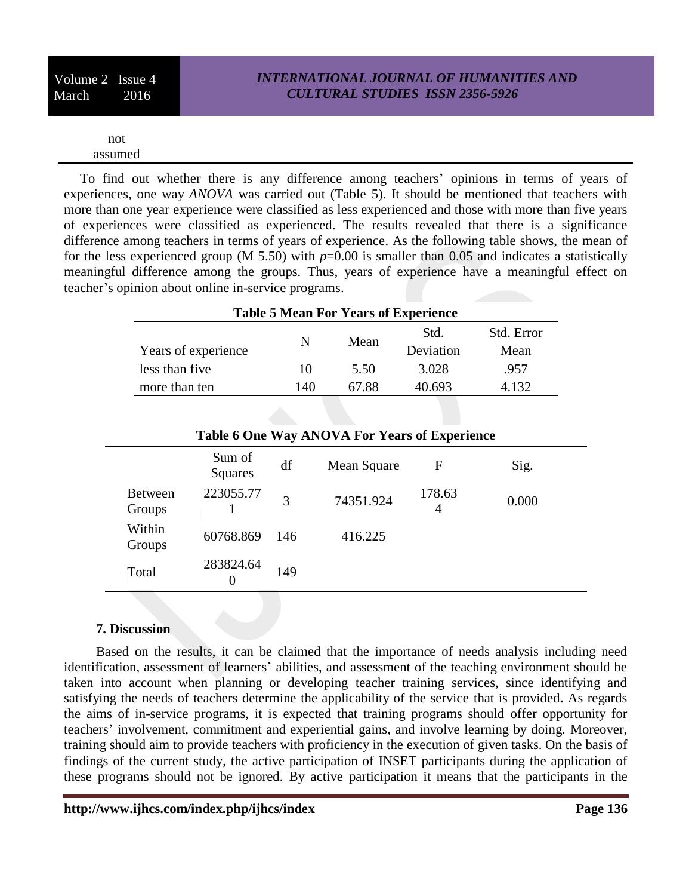not assumed

To find out whether there is any difference among teachers' opinions in terms of years of experiences, one way *ANOVA* was carried out (Table 5). It should be mentioned that teachers with more than one year experience were classified as less experienced and those with more than five years of experiences were classified as experienced. The results revealed that there is a significance difference among teachers in terms of years of experience. As the following table shows, the mean of for the less experienced group (M 5.50) with $p$=0.00 is smaller than 0.05 and indicates a statistically meaningful difference among the groups. Thus, years of experience have a meaningful effect on teacher's opinion about online in-service programs.

**Table 5 Mean For Years of Experience**

| Years of experience | N | Mean | Std. Deviation | Std. Error Mean |
|---|---|---|---|---|
| less than five | 10 | 5.50 | 3.028 | .957 |
| more than ten | 140 | 67.88 | 40.693 | 4.132 |

**Table 6 One Way ANOVA For Years of Experience**

| | Sum of Squares | df | Mean Square | F | Sig. |
|---|---|---|---|---|---|
| Between Groups | 223055.771 | 3 | 74351.924 | 178.634 | 0.000 |
| Within Groups | 60768.869 | 146 | 416.225 | | |
| Total | 283824.640 | 149 | | | |

### 7. Discussion

Based on the results, it can be claimed that the importance of needs analysis including need identification, assessment of learners' abilities, and assessment of the teaching environment should be taken into account when planning or developing teacher training services, since identifying and satisfying the needs of teachers determine the applicability of the service that is provided**.** As regards the aims of in-service programs, it is expected that training programs should offer opportunity for teachers' involvement, commitment and experiential gains, and involve learning by doing. Moreover, training should aim to provide teachers with proficiency in the execution of given tasks. On the basis of findings of the current study, the active participation of INSET participants during the application of these programs should not be ignored. By active participation it means that the participants in the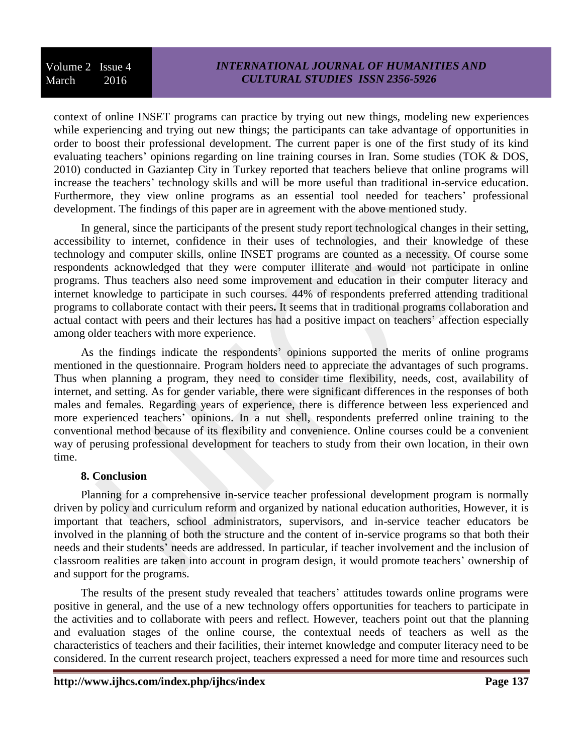context of online INSET programs can practice by trying out new things, modeling new experiences while experiencing and trying out new things; the participants can take advantage of opportunities in order to boost their professional development. The current paper is one of the first study of its kind evaluating teachers' opinions regarding on line training courses in Iran. Some studies (TOK & DOS, 2010) conducted in Gaziantep City in Turkey reported that teachers believe that online programs will increase the teachers' technology skills and will be more useful than traditional in-service education. Furthermore, they view online programs as an essential tool needed for teachers' professional development. The findings of this paper are in agreement with the above mentioned study.

In general, since the participants of the present study report technological changes in their setting, accessibility to internet, confidence in their uses of technologies, and their knowledge of these technology and computer skills, online INSET programs are counted as a necessity. Of course some respondents acknowledged that they were computer illiterate and would not participate in online programs. Thus teachers also need some improvement and education in their computer literacy and internet knowledge to participate in such courses. 44% of respondents preferred attending traditional programs to collaborate contact with their peers**.** It seems that in traditional programs collaboration and actual contact with peers and their lectures has had a positive impact on teachers' affection especially among older teachers with more experience.

As the findings indicate the respondents' opinions supported the merits of online programs mentioned in the questionnaire. Program holders need to appreciate the advantages of such programs. Thus when planning a program, they need to consider time flexibility, needs, cost, availability of internet, and setting. As for gender variable, there were significant differences in the responses of both males and females. Regarding years of experience, there is difference between less experienced and more experienced teachers' opinions. In a nut shell, respondents preferred online training to the conventional method because of its flexibility and convenience. Online courses could be a convenient way of perusing professional development for teachers to study from their own location, in their own time.

## 8. Conclusion

Planning for a comprehensive in-service teacher professional development program is normally driven by policy and curriculum reform and organized by national education authorities, However, it is important that teachers, school administrators, supervisors, and in-service teacher educators be involved in the planning of both the structure and the content of in-service programs so that both their needs and their students' needs are addressed. In particular, if teacher involvement and the inclusion of classroom realities are taken into account in program design, it would promote teachers' ownership of and support for the programs.

The results of the present study revealed that teachers' attitudes towards online programs were positive in general, and the use of a new technology offers opportunities for teachers to participate in the activities and to collaborate with peers and reflect. However, teachers point out that the planning and evaluation stages of the online course, the contextual needs of teachers as well as the characteristics of teachers and their facilities, their internet knowledge and computer literacy need to be considered. In the current research project, teachers expressed a need for more time and resources such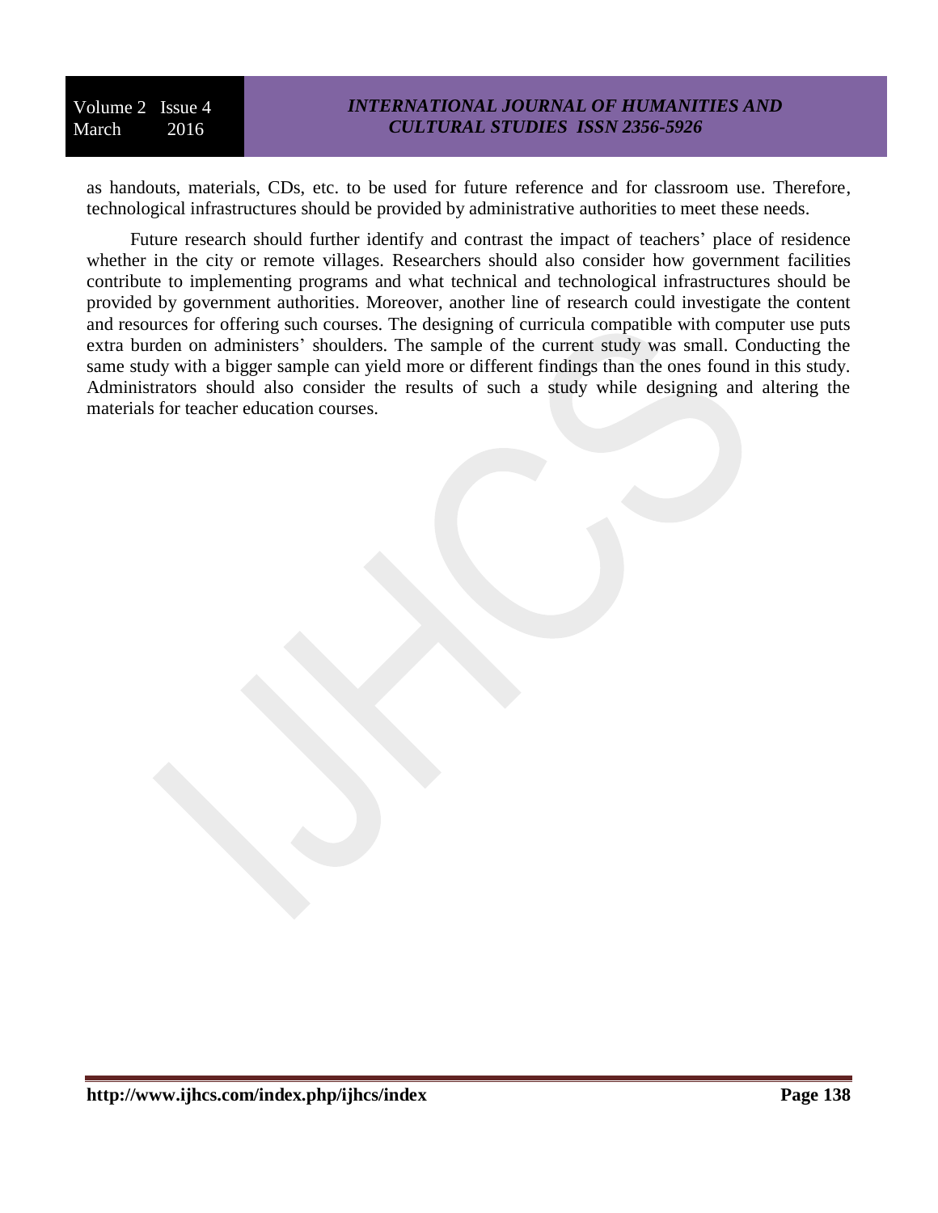as handouts, materials, CDs, etc. to be used for future reference and for classroom use. Therefore, technological infrastructures should be provided by administrative authorities to meet these needs.

Future research should further identify and contrast the impact of teachers' place of residence whether in the city or remote villages. Researchers should also consider how government facilities contribute to implementing programs and what technical and technological infrastructures should be provided by government authorities. Moreover, another line of research could investigate the content and resources for offering such courses. The designing of curricula compatible with computer use puts extra burden on administers' shoulders. The sample of the current study was small. Conducting the same study with a bigger sample can yield more or different findings than the ones found in this study. Administrators should also consider the results of such a study while designing and altering the materials for teacher education courses.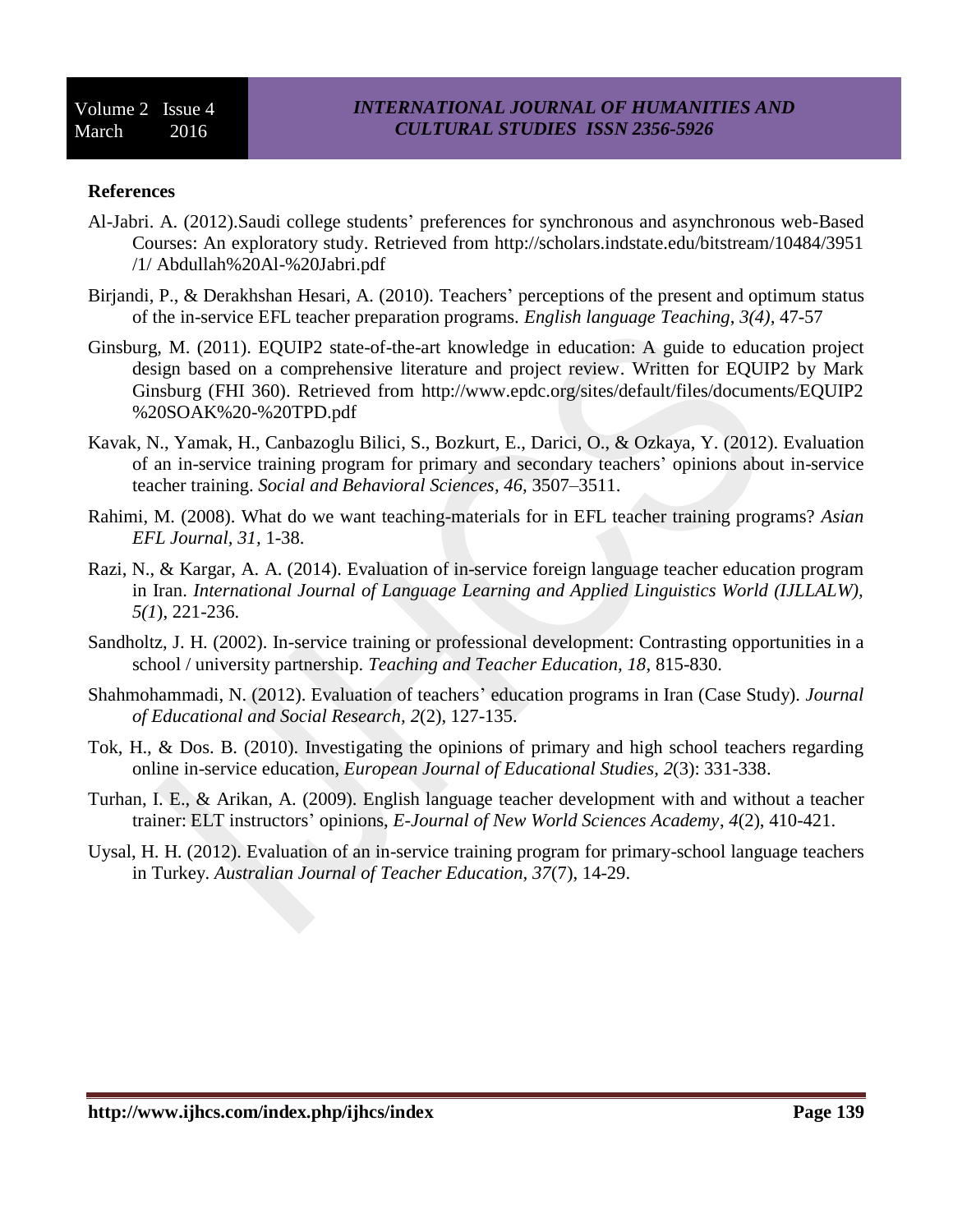**References**

Al-Jabri. A. (2012).Saudi college students' preferences for synchronous and asynchronous web-Based Courses: An exploratory study. Retrieved from http://scholars.indstate.edu/bitstream/10484/3951 /1/ Abdullah%20Al-%20Jabri.pdf

Birjandi, P., & Derakhshan Hesari, A. (2010). Teachers' perceptions of the present and optimum status of the in-service EFL teacher preparation programs. *English language Teaching, 3(4),* 47-57

Ginsburg, M. (2011). EQUIP2 state-of-the-art knowledge in education: A guide to education project design based on a comprehensive literature and project review. Written for EQUIP2 by Mark Ginsburg (FHI 360). Retrieved from http://www.epdc.org/sites/default/files/documents/EQUIP2 %20SOAK%20-%20TPD.pdf

Kavak, N., Yamak, H., Canbazoglu Bilici, S., Bozkurt, E., Darici, O., & Ozkaya, Y. (2012). Evaluation of an in-service training program for primary and secondary teachers' opinions about in-service teacher training. *Social and Behavioral Sciences, 46,* 3507–3511.

Rahimi, M. (2008). What do we want teaching-materials for in EFL teacher training programs? *Asian EFL Journal, 31*, 1-38.

Razi, N., & Kargar, A. A. (2014). Evaluation of in-service foreign language teacher education program in Iran. *International Journal of Language Learning and Applied Linguistics World (IJLLALW), 5(1*), 221-236.

Sandholtz, J. H. (2002). In-service training or professional development: Contrasting opportunities in a school / university partnership. *Teaching and Teacher Education, 18*, 815-830.

Shahmohammadi, N. (2012). Evaluation of teachers' education programs in Iran (Case Study). *Journal of Educational and Social Research, 2*(2)*,* 127-135.

Tok, H., & Dos. B. (2010). Investigating the opinions of primary and high school teachers regarding online in-service education, *European Journal of Educational Studies, 2*(3): 331-338.

Turhan, I. E., & Arikan, A. (2009). English language teacher development with and without a teacher trainer: ELT instructors' opinions, *E-Journal of New World Sciences Academy*, *4*(2), 410-421.

Uysal, H. H. (2012). Evaluation of an in-service training program for primary-school language teachers in Turkey. *Australian Journal of Teacher Education, 37*(7), 14-29.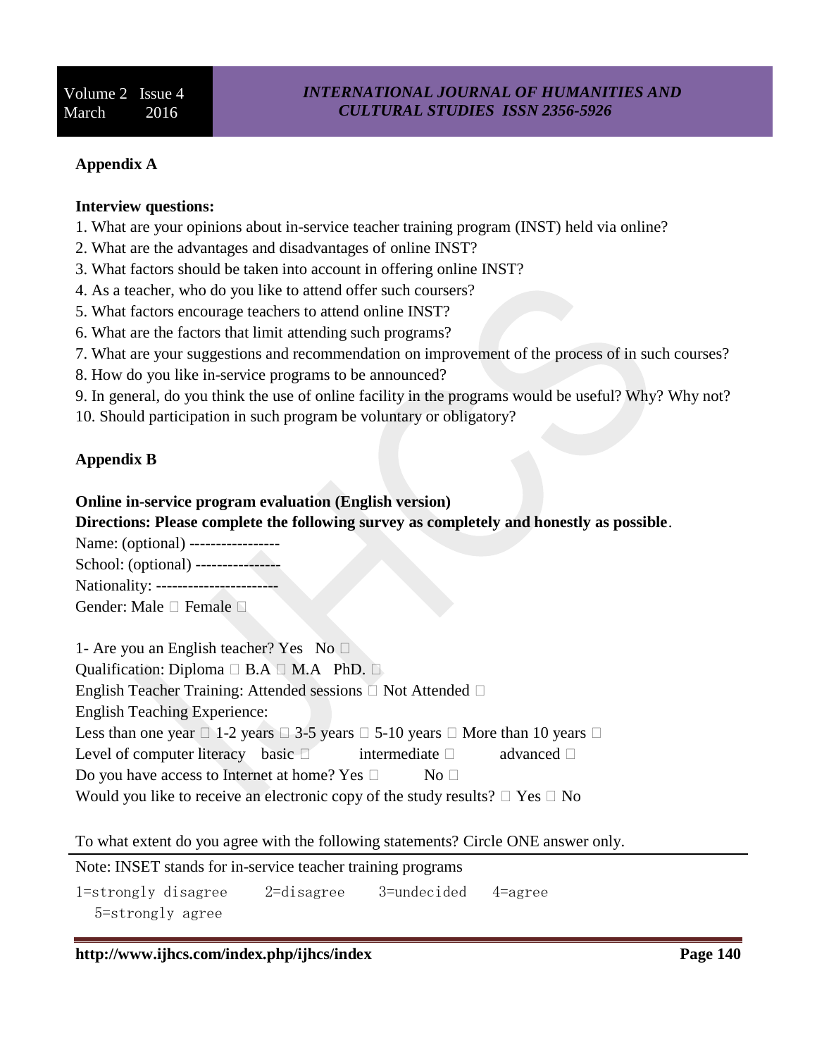**Appendix A**

**Interview questions:**

1. What are your opinions about in-service teacher training program (INST) held via online?
2. What are the advantages and disadvantages of online INST?
3. What factors should be taken into account in offering online INST?
4. As a teacher, who do you like to attend offer such coursers?
5. What factors encourage teachers to attend online INST?
6. What are the factors that limit attending such programs?
7. What are your suggestions and recommendation on improvement of the process of in such courses?
8. How do you like in-service programs to be announced?
9. In general, do you think the use of online facility in the programs would be useful? Why? Why not?
10. Should participation in such program be voluntary or obligatory?

**Appendix B**

**Online in-service program evaluation (English version)**

**Directions: Please complete the following survey as completely and honestly as possible**.

Name: (optional) -----------------

School: (optional) ----------------

Nationality: -----------------------

Gender: Male □ Female □

1- Are you an English teacher? Yes No □

Qualification: Diploma □ B.A □ M.A PhD. □

English Teacher Training: Attended sessions □ Not Attended □

English Teaching Experience:

Less than one year □ 1-2 years □ 3-5 years □ 5-10 years □ More than 10 years □

Level of computer literacy basic □ intermediate □ advanced □

Do you have access to Internet at home? Yes □ No □

Would you like to receive an electronic copy of the study results? □ Yes □ No

To what extent do you agree with the following statements? Circle ONE answer only.

Note: INSET stands for in-service teacher training programs

1=strongly disagree 2=disagree 3=undecided 4=agree 5=strongly agree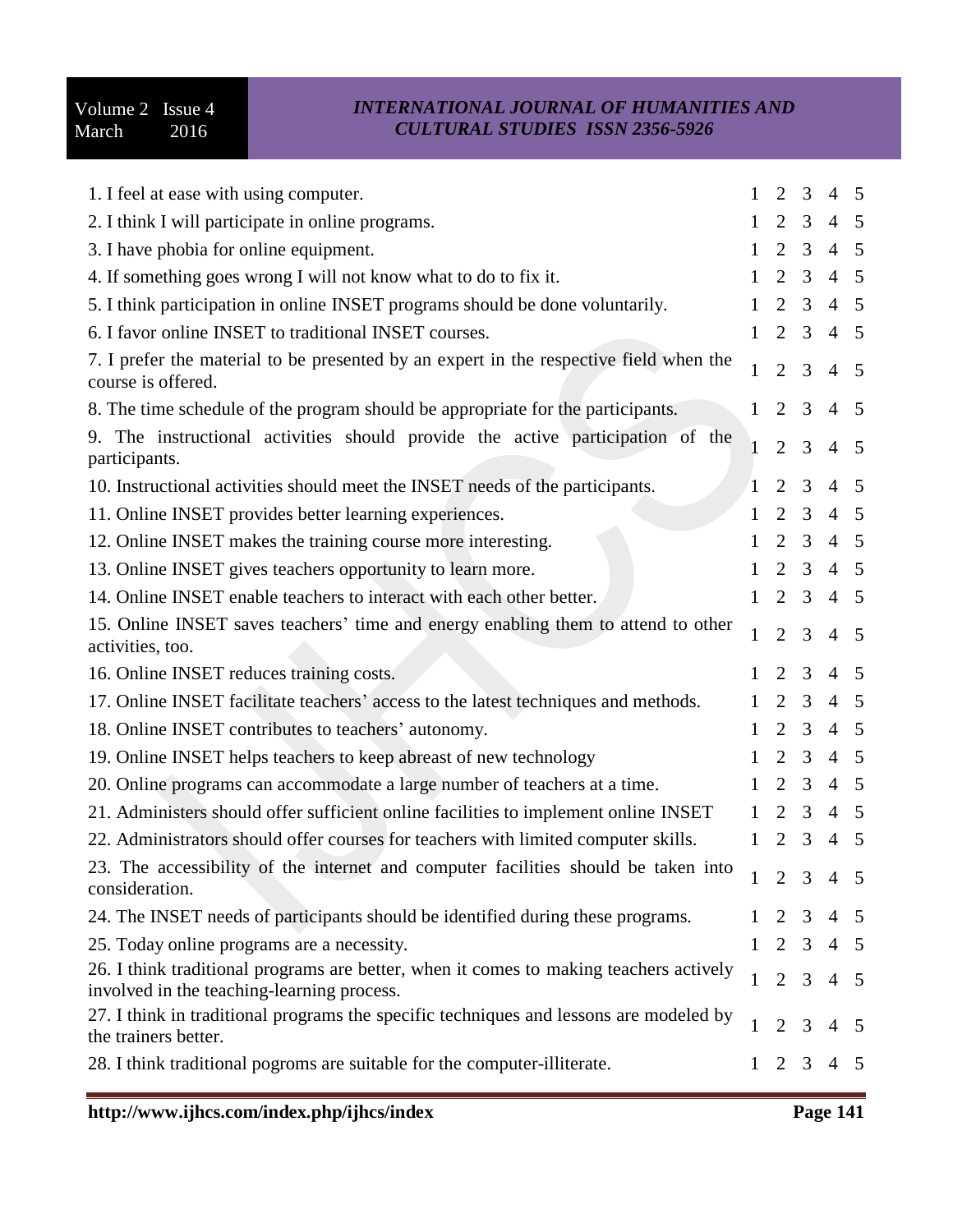| | | | | | |
|---|---|---|---|---|---|
| 1. I feel at ease with using computer. | 1 | 2 | 3 | 4 | 5 |
| 2. I think I will participate in online programs. | 1 | 2 | 3 | 4 | 5 |
| 3. I have phobia for online equipment. | 1 | 2 | 3 | 4 | 5 |
| 4. If something goes wrong I will not know what to do to fix it. | 1 | 2 | 3 | 4 | 5 |
| 5. I think participation in online INSET programs should be done voluntarily. | 1 | 2 | 3 | 4 | 5 |
| 6. I favor online INSET to traditional INSET courses. | 1 | 2 | 3 | 4 | 5 |
| 7. I prefer the material to be presented by an expert in the respective field when the course is offered. | 1 | 2 | 3 | 4 | 5 |
| 8. The time schedule of the program should be appropriate for the participants. | 1 | 2 | 3 | 4 | 5 |
| 9. The instructional activities should provide the active participation of the participants. | 1 | 2 | 3 | 4 | 5 |
| 10. Instructional activities should meet the INSET needs of the participants. | 1 | 2 | 3 | 4 | 5 |
| 11. Online INSET provides better learning experiences. | 1 | 2 | 3 | 4 | 5 |
| 12. Online INSET makes the training course more interesting. | 1 | 2 | 3 | 4 | 5 |
| 13. Online INSET gives teachers opportunity to learn more. | 1 | 2 | 3 | 4 | 5 |
| 14. Online INSET enable teachers to interact with each other better. | 1 | 2 | 3 | 4 | 5 |
| 15. Online INSET saves teachers' time and energy enabling them to attend to other activities, too. | 1 | 2 | 3 | 4 | 5 |
| 16. Online INSET reduces training costs. | 1 | 2 | 3 | 4 | 5 |
| 17. Online INSET facilitate teachers' access to the latest techniques and methods. | 1 | 2 | 3 | 4 | 5 |
| 18. Online INSET contributes to teachers' autonomy. | 1 | 2 | 3 | 4 | 5 |
| 19. Online INSET helps teachers to keep abreast of new technology | 1 | 2 | 3 | 4 | 5 |
| 20. Online programs can accommodate a large number of teachers at a time. | 1 | 2 | 3 | 4 | 5 |
| 21. Administers should offer sufficient online facilities to implement online INSET | 1 | 2 | 3 | 4 | 5 |
| 22. Administrators should offer courses for teachers with limited computer skills. | 1 | 2 | 3 | 4 | 5 |
| 23. The accessibility of the internet and computer facilities should be taken into consideration. | 1 | 2 | 3 | 4 | 5 |
| 24. The INSET needs of participants should be identified during these programs. | 1 | 2 | 3 | 4 | 5 |
| 25. Today online programs are a necessity. | 1 | 2 | 3 | 4 | 5 |
| 26. I think traditional programs are better, when it comes to making teachers actively involved in the teaching-learning process. | 1 | 2 | 3 | 4 | 5 |
| 27. I think in traditional programs the specific techniques and lessons are modeled by the trainers better. | 1 | 2 | 3 | 4 | 5 |
| 28. I think traditional pogroms are suitable for the computer-illiterate. | 1 | 2 | 3 | 4 | 5 |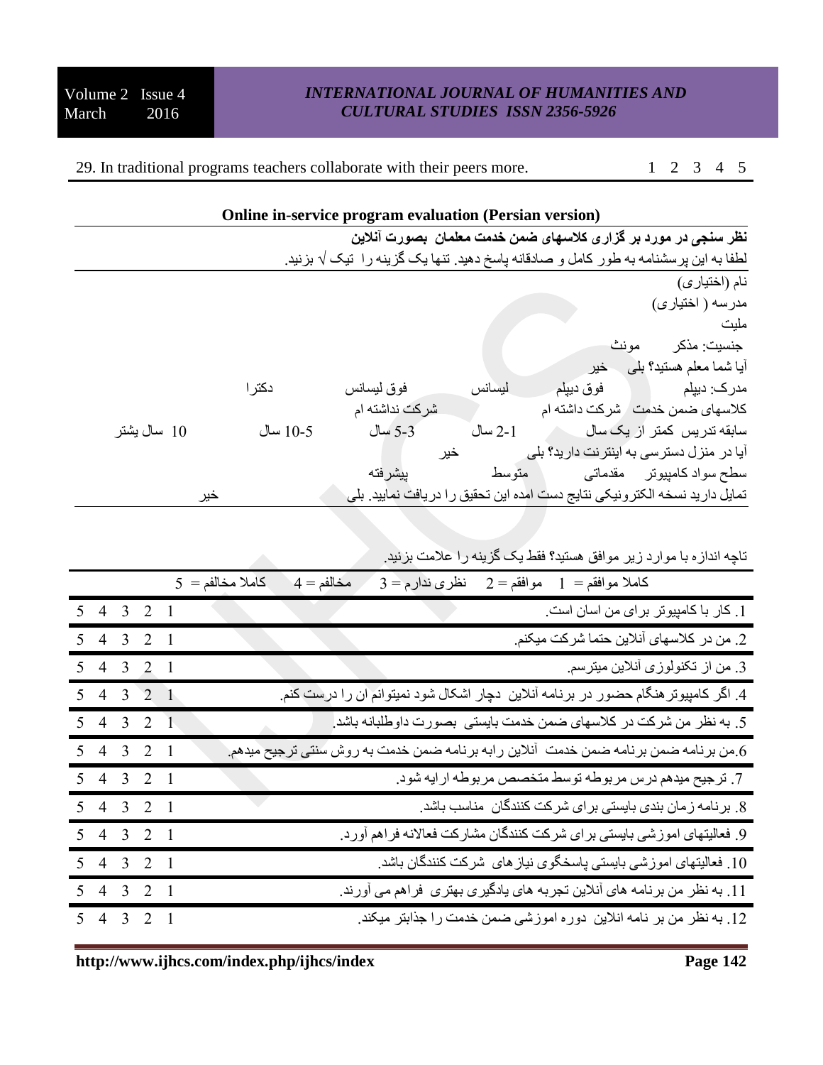| 29. In traditional programs teachers collaborate with their peers more. | 1 2 3 4 5 |
|---|---|

**Online in-service program evaluation (Persian version)**

**نظر سنجی در مورد بر گزاری کلاسهای ضمن خدمت معلمان بصورت آنلاین**

لطفا به این پرسشنامه به طور کامل و صادقانه پاسخ دهید. تنها یک گزینه را تیک √ بزنید.

نام (اختیاری)

مدرسه ( اختیاری)

ملیت

جنسیت: مذکر مونث

آیا شما معلم هستید؟ بلی خیر

مدرک: دیپلم فوق دیپلم لیسانس فوق لیسانس دکترا

کلاسهای ضمن خدمت شرکت داشته ام شرکت نداشته ام

سابقه تدریس کمتر از یک سال 1-2 سال 3-5 سال 5-10 سال 10 سال بشتر

آیا در منزل دسترسی به اینترنت دارید؟ بلی خیر

سطح سواد کامپیوتر مقدماتی متوسط پیشرفته

تمایل دارید نسخه الکترونیکی نتایج دست امده این تحقیق را دریافت نمایید. بلی خیر

تاچه اندازه با موارد زیر موافق هستید؟ فقط یک گزینه را علامت بزنید.

| کاملا موافقم = 1 موافقم = 2 نظری ندارم = 3 مخالفم = 4 کاملا مخالفم = 5 | |
|---|---|
| 1. کار با کامپیوتر برای من اسان است. | 5 4 3 2 1 |
| 2. من در کلاسهای آنلاین حتما شرکت میکنم. | 5 4 3 2 1 |
| 3. من از تکنولوزی آنلاین میترسم. | 5 4 3 2 1 |
| 4. اگر کامپیوتر هنگام حضور در برنامه آنلاین دچار اشکال شود نمیتوانم ان را درست کنم. | 5 4 3 2 1 |
| 5. به نظر من شرکت در کلاسهای ضمن خدمت بایستی بصورت داوطلبانه باشد. | 5 4 3 2 1 |
| 6.من برنامه ضمن برنامه ضمن خدمت آنلاین رابه برنامه ضمن خدمت به روش سنتی ترجیح میدهم. | 5 4 3 2 1 |
| 7. ترجیح میدهم درس مربوطه توسط متخصص مربوطه ارایه شود. | 5 4 3 2 1 |
| 8. برنامه زمان بندی بایستی برای شرکت کنندگان مناسب باشد. | 5 4 3 2 1 |
| 9. فعالیتهای اموزشی بایستی برای شرکت کنندگان مشارکت فعالانه فراهم آورد. | 5 4 3 2 1 |
| 10. فعالیتهای اموزشی بایستی پاسخگوی نیازهای شرکت کنندگان باشد. | 5 4 3 2 1 |
| 11. به نظر من برنامه های آنلاین تجربه های یادگیری بهتری فراهم می آورند. | 5 4 3 2 1 |
| 12. به نظر من بر نامه انلاین دوره اموزشی ضمن خدمت را جذابتر میکند. | 5 4 3 2 1 |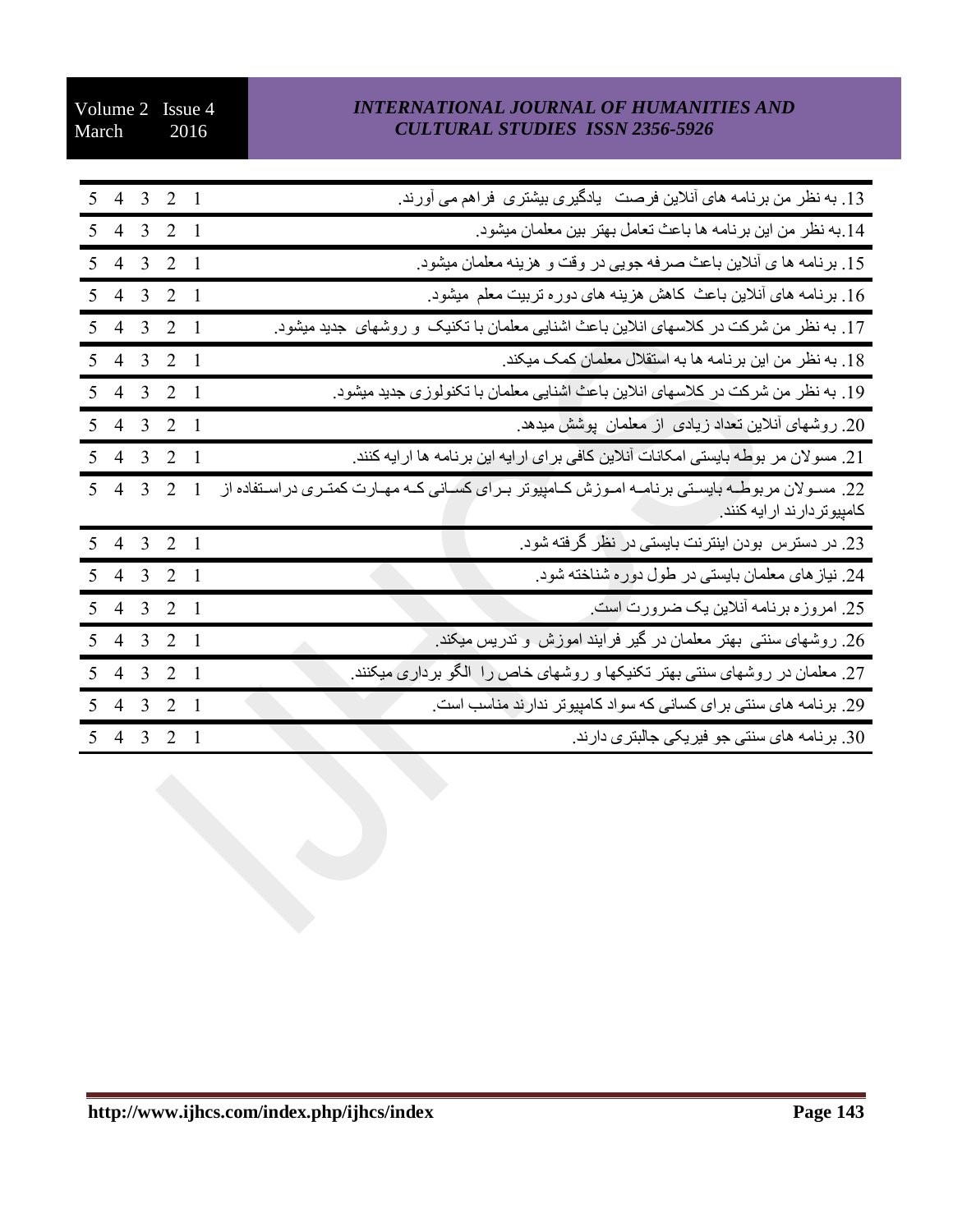| | | | | | |
|---|---|---|---|---|---|
| 13. به نظر من برنامه های آنلاین فرصت یادگیری بیشتری فراهم می آورند. | 1 | 2 | 3 | 4 | 5 |
| 14.به نظر من این برنامه ها باعث تعامل بهتر بین معلمان میشود. | 1 | 2 | 3 | 4 | 5 |
| 15. برنامه ها ی آنلاین باعث صرفه جویی در وقت و هزینه معلمان میشود. | 1 | 2 | 3 | 4 | 5 |
| 16. برنامه های آنلاین باعث کاهش هزینه های دوره تربیت معلم میشود. | 1 | 2 | 3 | 4 | 5 |
| 17. به نظر من شرکت در کلاسهای انلاین باعث اشنایی معلمان با تکنیک و روشهای جدید میشود. | 1 | 2 | 3 | 4 | 5 |
| 18. به نظر من این برنامه ها به استقلال معلمان کمک میکند. | 1 | 2 | 3 | 4 | 5 |
| 19. به نظر من شرکت در کلاسهای انلاین باعث اشنایی معلمان با تکنولوزی جدید میشود. | 1 | 2 | 3 | 4 | 5 |
| 20. روشهای آنلاین تعداد زیادی از معلمان پوشش میدهد. | 1 | 2 | 3 | 4 | 5 |
| 21. مسولان مر بوطه بایستی امکانات آنلاین کافی برای ارایه این برنامه ها ارایه کنند. | 1 | 2 | 3 | 4 | 5 |
| 22. مسولان مربوطه بایستی برنامه اموزش کامپیوتر برای کسانی که مهارت کمتری دراستفاده از کامپیوتردارند ارایه کنند. | 1 | 2 | 3 | 4 | 5 |
| 23. در دسترس بودن اینترنت بایستی در نظر گرفته شود. | 1 | 2 | 3 | 4 | 5 |
| 24. نیازهای معلمان بایستی در طول دوره شناخته شود. | 1 | 2 | 3 | 4 | 5 |
| 25. امروزه برنامه آنلاین یک ضرورت است. | 1 | 2 | 3 | 4 | 5 |
| 26. روشهای سنتی بهتر معلمان در گیر فرایند اموزش و تدریس میکند. | 1 | 2 | 3 | 4 | 5 |
| 27. معلمان در روشهای سنتی بهتر تکنیکها و روشهای خاص را الگو برداری میکنند. | 1 | 2 | 3 | 4 | 5 |
| 29. برنامه های سنتی برای کسانی که سواد کامپیوتر ندارند مناسب است. | 1 | 2 | 3 | 4 | 5 |
| 30. برنامه های سنتی جو فیریکی جالبتری دارند. | 1 | 2 | 3 | 4 | 5 |